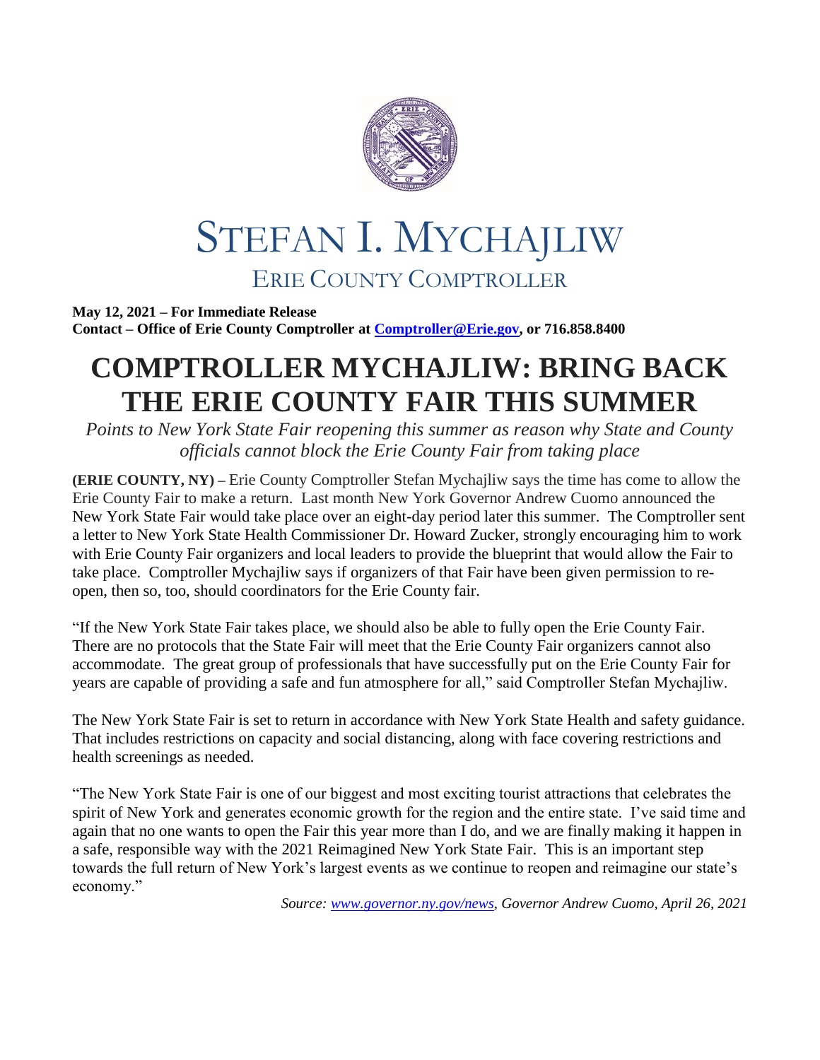# STEFAN I. MYCHAJLIW

## ERIE COUNTY COMPTROLLER

**May 12, 2021 – For Immediate Release**
**Contact – Office of Erie County Comptroller at Comptroller@Erie.gov, or 716.858.8400**

# COMPTROLLER MYCHAJLIW: BRING BACK THE ERIE COUNTY FAIR THIS SUMMER

*Points to New York State Fair reopening this summer as reason why State and County officials cannot block the Erie County Fair from taking place*

**(ERIE COUNTY, NY)** – Erie County Comptroller Stefan Mychajliw says the time has come to allow the Erie County Fair to make a return. Last month New York Governor Andrew Cuomo announced the New York State Fair would take place over an eight-day period later this summer. The Comptroller sent a letter to New York State Health Commissioner Dr. Howard Zucker, strongly encouraging him to work with Erie County Fair organizers and local leaders to provide the blueprint that would allow the Fair to take place. Comptroller Mychajliw says if organizers of that Fair have been given permission to re-open, then so, too, should coordinators for the Erie County fair.

"If the New York State Fair takes place, we should also be able to fully open the Erie County Fair. There are no protocols that the State Fair will meet that the Erie County Fair organizers cannot also accommodate. The great group of professionals that have successfully put on the Erie County Fair for years are capable of providing a safe and fun atmosphere for all," said Comptroller Stefan Mychajliw.

The New York State Fair is set to return in accordance with New York State Health and safety guidance. That includes restrictions on capacity and social distancing, along with face covering restrictions and health screenings as needed.

"The New York State Fair is one of our biggest and most exciting tourist attractions that celebrates the spirit of New York and generates economic growth for the region and the entire state. I've said time and again that no one wants to open the Fair this year more than I do, and we are finally making it happen in a safe, responsible way with the 2021 Reimagined New York State Fair. This is an important step towards the full return of New York's largest events as we continue to reopen and reimagine our state's economy."

*Source: www.governor.ny.gov/news, Governor Andrew Cuomo, April 26, 2021*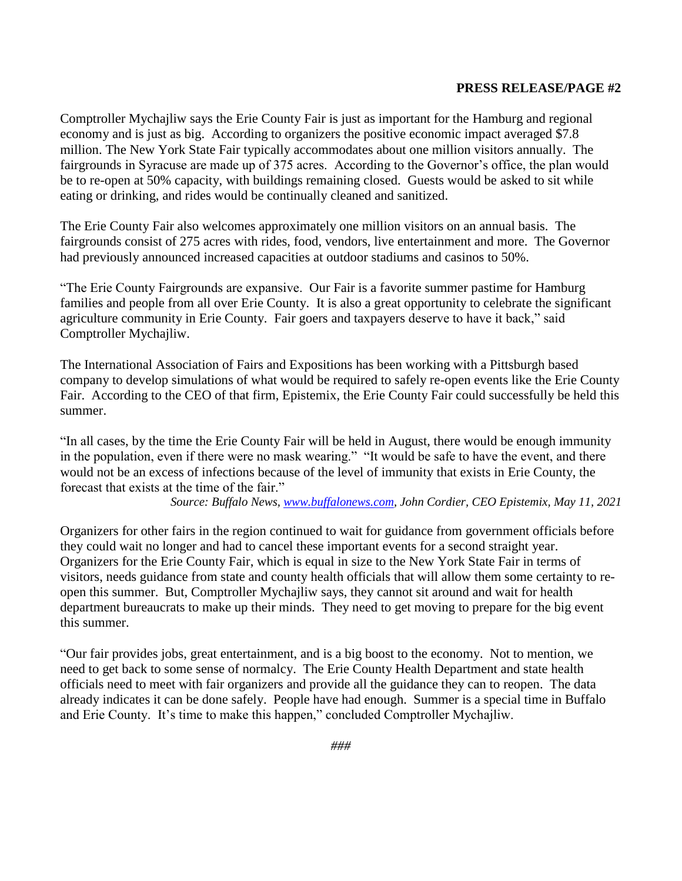Comptroller Mychajliw says the Erie County Fair is just as important for the Hamburg and regional economy and is just as big. According to organizers the positive economic impact averaged $7.8 million. The New York State Fair typically accommodates about one million visitors annually. The fairgrounds in Syracuse are made up of 375 acres. According to the Governor's office, the plan would be to re-open at 50% capacity, with buildings remaining closed. Guests would be asked to sit while eating or drinking, and rides would be continually cleaned and sanitized.

The Erie County Fair also welcomes approximately one million visitors on an annual basis. The fairgrounds consist of 275 acres with rides, food, vendors, live entertainment and more. The Governor had previously announced increased capacities at outdoor stadiums and casinos to 50%.

"The Erie County Fairgrounds are expansive. Our Fair is a favorite summer pastime for Hamburg families and people from all over Erie County. It is also a great opportunity to celebrate the significant agriculture community in Erie County. Fair goers and taxpayers deserve to have it back," said Comptroller Mychajliw.

The International Association of Fairs and Expositions has been working with a Pittsburgh based company to develop simulations of what would be required to safely re-open events like the Erie County Fair. According to the CEO of that firm, Epistemix, the Erie County Fair could successfully be held this summer.

"In all cases, by the time the Erie County Fair will be held in August, there would be enough immunity in the population, even if there were no mask wearing." "It would be safe to have the event, and there would not be an excess of infections because of the level of immunity that exists in Erie County, the forecast that exists at the time of the fair."

*Source: Buffalo News, www.buffalonews.com, John Cordier, CEO Epistemix, May 11, 2021*

Organizers for other fairs in the region continued to wait for guidance from government officials before they could wait no longer and had to cancel these important events for a second straight year. Organizers for the Erie County Fair, which is equal in size to the New York State Fair in terms of visitors, needs guidance from state and county health officials that will allow them some certainty to re-open this summer. But, Comptroller Mychajliw says, they cannot sit around and wait for health department bureaucrats to make up their minds. They need to get moving to prepare for the big event this summer.

"Our fair provides jobs, great entertainment, and is a big boost to the economy. Not to mention, we need to get back to some sense of normalcy. The Erie County Health Department and state health officials need to meet with fair organizers and provide all the guidance they can to reopen. The data already indicates it can be done safely. People have had enough. Summer is a special time in Buffalo and Erie County. It's time to make this happen," concluded Comptroller Mychajliw.

###